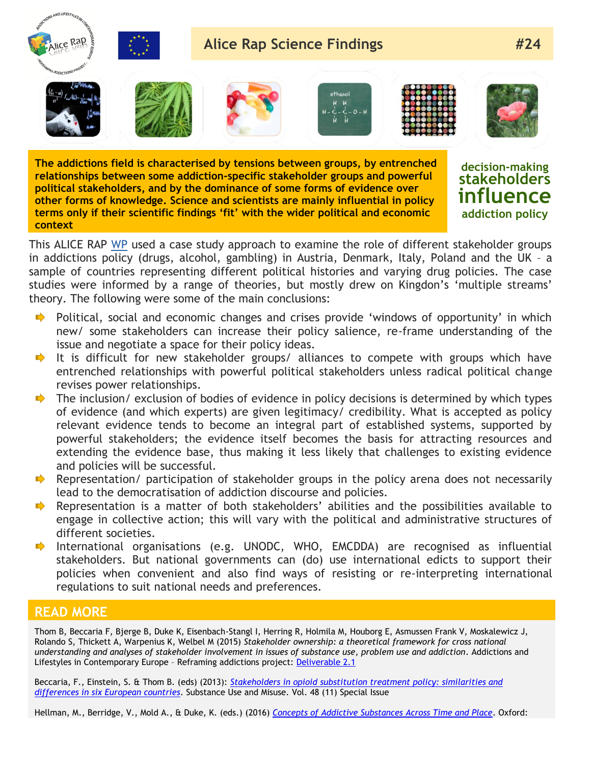# Alice Rap Science Findings #24

**The addictions field is characterised by tensions between groups, by entrenched relationships between some addiction-specific stakeholder groups and powerful political stakeholders, and by the dominance of some forms of evidence over other forms of knowledge. Science and scientists are mainly influential in policy terms only if their scientific findings 'fit' with the wider political and economic context**

**decision-making stakeholders influence addiction policy**

This ALICE RAP WP used a case study approach to examine the role of different stakeholder groups in addictions policy (drugs, alcohol, gambling) in Austria, Denmark, Italy, Poland and the UK – a sample of countries representing different political histories and varying drug policies. The case studies were informed by a range of theories, but mostly drew on Kingdon's 'multiple streams' theory. The following were some of the main conclusions:

- Political, social and economic changes and crises provide 'windows of opportunity' in which new/ some stakeholders can increase their policy salience, re-frame understanding of the issue and negotiate a space for their policy ideas.
- It is difficult for new stakeholder groups/ alliances to compete with groups which have entrenched relationships with powerful political stakeholders unless radical political change revises power relationships.
- The inclusion/ exclusion of bodies of evidence in policy decisions is determined by which types of evidence (and which experts) are given legitimacy/ credibility. What is accepted as policy relevant evidence tends to become an integral part of established systems, supported by powerful stakeholders; the evidence itself becomes the basis for attracting resources and extending the evidence base, thus making it less likely that challenges to existing evidence and policies will be successful.
- Representation/ participation of stakeholder groups in the policy arena does not necessarily lead to the democratisation of addiction discourse and policies.
- Representation is a matter of both stakeholders' abilities and the possibilities available to engage in collective action; this will vary with the political and administrative structures of different societies.
- International organisations (e.g. UNODC, WHO, EMCDDA) are recognised as influential stakeholders. But national governments can (do) use international edicts to support their policies when convenient and also find ways of resisting or re-interpreting international regulations to suit national needs and preferences.

## READ MORE

Thom B, Beccaria F, Bjerge B, Duke K, Eisenbach-Stangl I, Herring R, Holmila M, Houborg E, Asmussen Frank V, Moskalewicz J, Rolando S, Thickett A, Warpenius K, Welbel M (2015) *Stakeholder ownership: a theoretical framework for cross national understanding and analyses of stakeholder involvement in issues of substance use, problem use and addiction*. Addictions and Lifestyles in Contemporary Europe – Reframing addictions project: Deliverable 2.1

Beccaria, F., Einstein, S. & Thom B. (eds) (2013): *Stakeholders in opioid substitution treatment policy: similarities and differences in six European countries*. Substance Use and Misuse. Vol. 48 (11) Special Issue

Hellman, M., Berridge, V., Mold A., & Duke, K. (eds.) (2016) *Concepts of Addictive Substances Across Time and Place*. Oxford: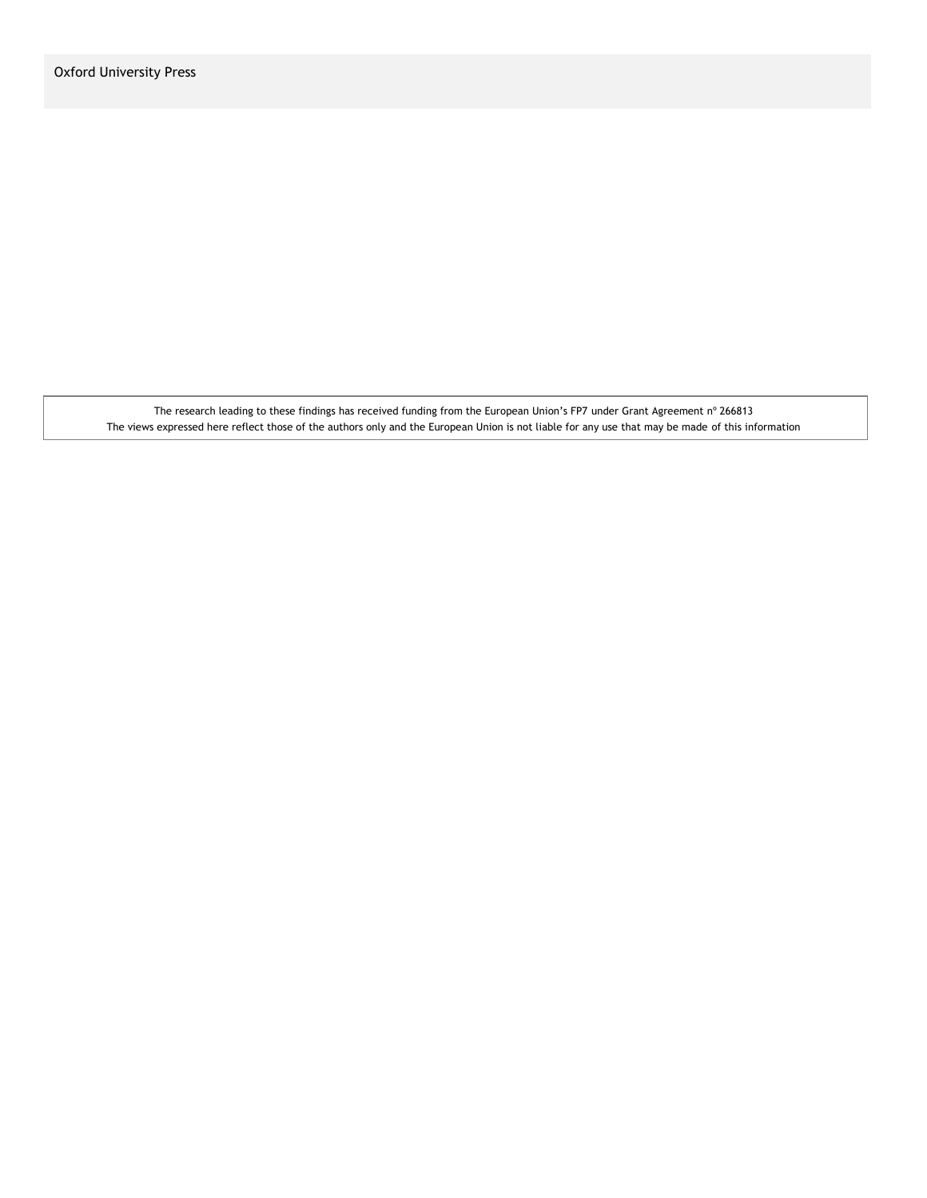Oxford University Press

The research leading to these findings has received funding from the European Union's FP7 under Grant Agreement nº 266813
The views expressed here reflect those of the authors only and the European Union is not liable for any use that may be made of this information